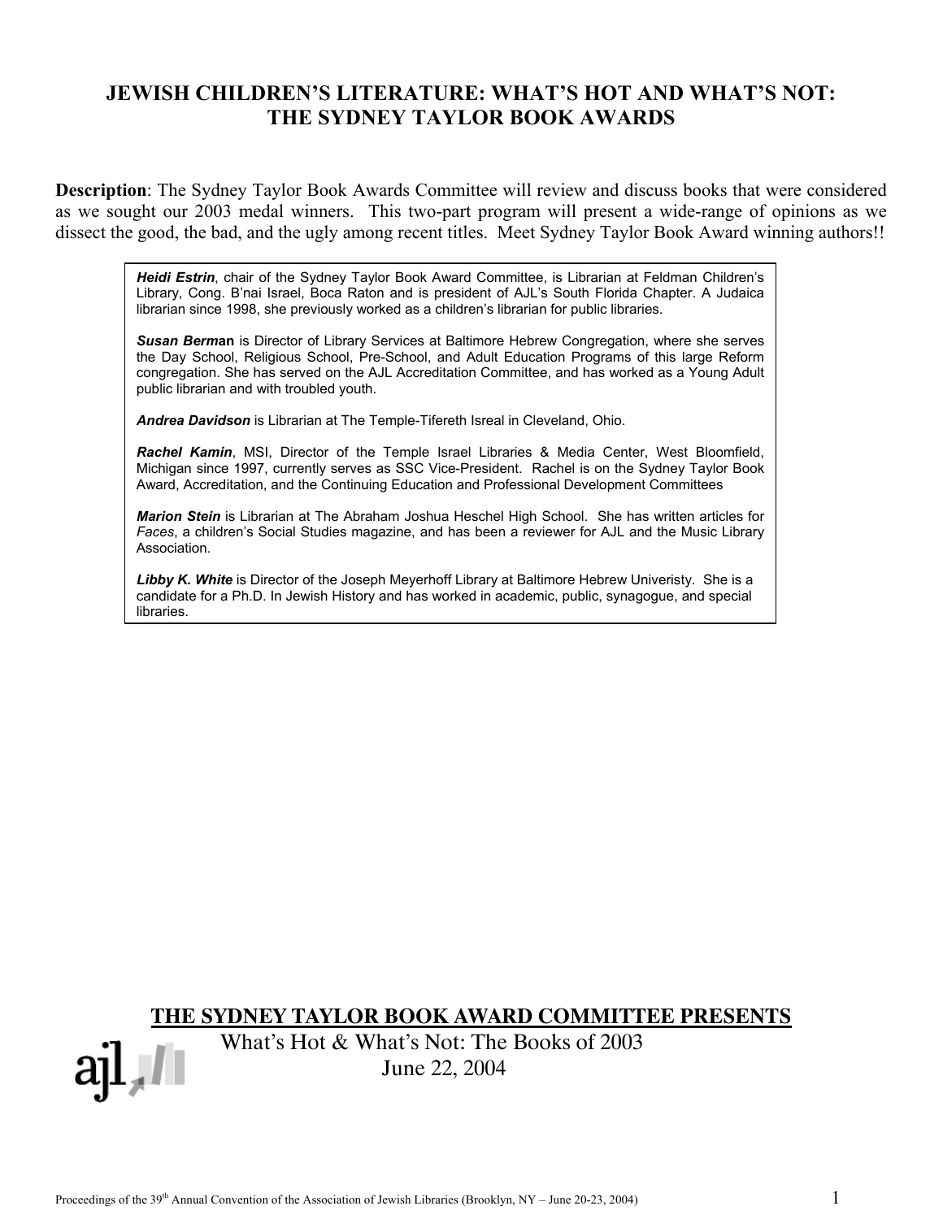# JEWISH CHILDREN'S LITERATURE: WHAT'S HOT AND WHAT'S NOT: THE SYDNEY TAYLOR BOOK AWARDS

**Description**: The Sydney Taylor Book Awards Committee will review and discuss books that were considered as we sought our 2003 medal winners. This two-part program will present a wide-range of opinions as we dissect the good, the bad, and the ugly among recent titles. Meet Sydney Taylor Book Award winning authors!!

***Heidi Estrin***, chair of the Sydney Taylor Book Award Committee, is Librarian at Feldman Children's Library, Cong. B'nai Israel, Boca Raton and is president of AJL's South Florida Chapter. A Judaica librarian since 1998, she previously worked as a children's librarian for public libraries.

***Susan Berman*** is Director of Library Services at Baltimore Hebrew Congregation, where she serves the Day School, Religious School, Pre-School, and Adult Education Programs of this large Reform congregation. She has served on the AJL Accreditation Committee, and has worked as a Young Adult public librarian and with troubled youth.

***Andrea Davidson*** is Librarian at The Temple-Tifereth Isreal in Cleveland, Ohio.

***Rachel Kamin***, MSI, Director of the Temple Israel Libraries & Media Center, West Bloomfield, Michigan since 1997, currently serves as SSC Vice-President. Rachel is on the Sydney Taylor Book Award, Accreditation, and the Continuing Education and Professional Development Committees

***Marion Stein*** is Librarian at The Abraham Joshua Heschel High School. She has written articles for *Faces*, a children's Social Studies magazine, and has been a reviewer for AJL and the Music Library Association.

***Libby K. White*** is Director of the Joseph Meyerhoff Library at Baltimore Hebrew Univeristy. She is a candidate for a Ph.D. In Jewish History and has worked in academic, public, synagogue, and special libraries.

**THE SYDNEY TAYLOR BOOK AWARD COMMITTEE PRESENTS**

What's Hot & What's Not: The Books of 2003

June 22, 2004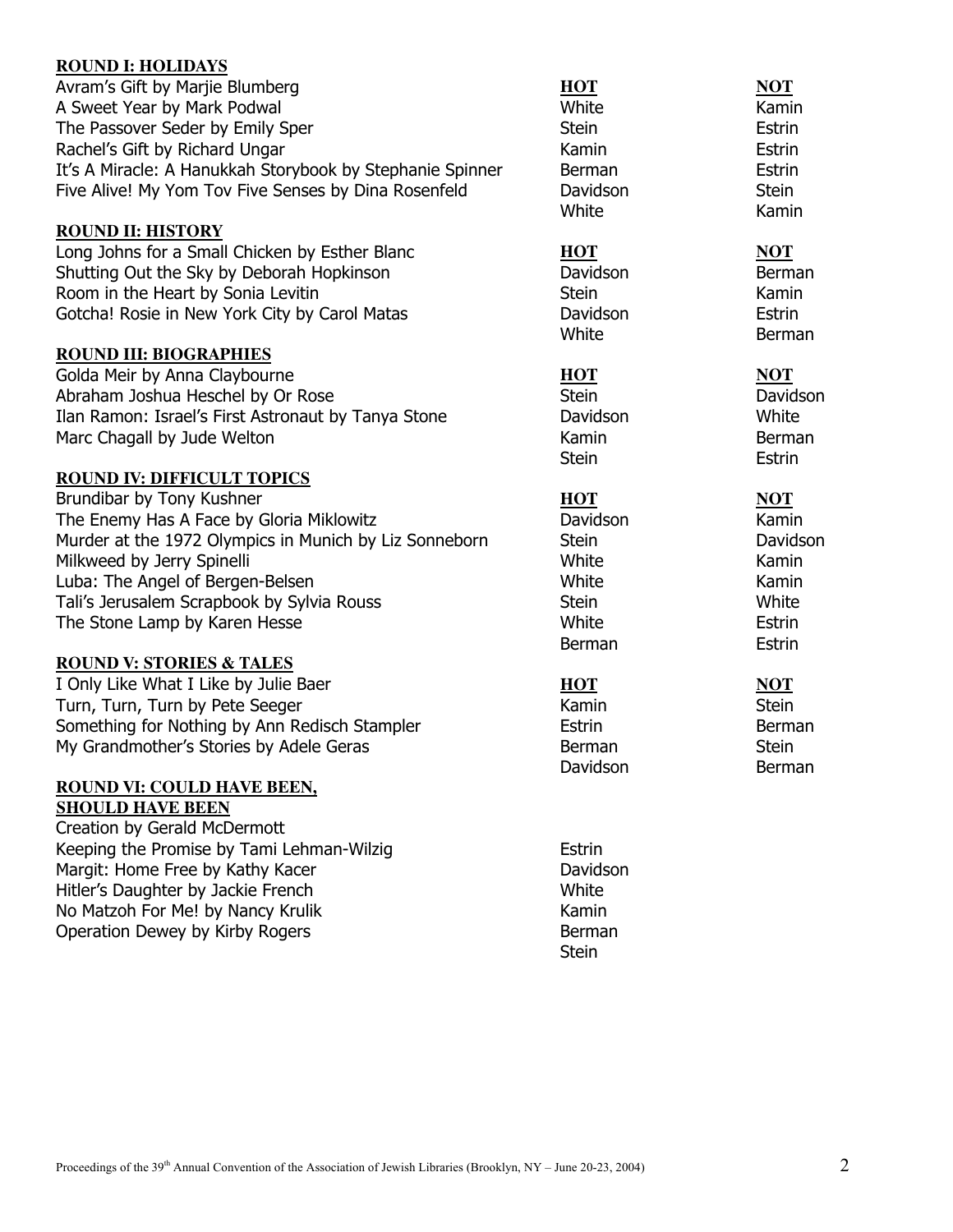## ROUND I: HOLIDAYS

| | | |
|---|---|---|
| Avram's Gift by Marjie Blumberg | **HOT** | **NOT** |
| A Sweet Year by Mark Podwal | White | Kamin |
| The Passover Seder by Emily Sper | Stein | Estrin |
| Rachel's Gift by Richard Ungar | Kamin | Estrin |
| It's A Miracle: A Hanukkah Storybook by Stephanie Spinner | Berman | Estrin |
| Five Alive! My Yom Tov Five Senses by Dina Rosenfeld | Davidson | Stein |
| | White | Kamin |

## ROUND II: HISTORY

| | | |
|---|---|---|
| Long Johns for a Small Chicken by Esther Blanc | **HOT** | **NOT** |
| Shutting Out the Sky by Deborah Hopkinson | Davidson | Berman |
| Room in the Heart by Sonia Levitin | Stein | Kamin |
| Gotcha! Rosie in New York City by Carol Matas | Davidson | Estrin |
| | White | Berman |

## ROUND III: BIOGRAPHIES

| | | |
|---|---|---|
| Golda Meir by Anna Claybourne | **HOT** | **NOT** |
| Abraham Joshua Heschel by Or Rose | Stein | Davidson |
| Ilan Ramon: Israel's First Astronaut by Tanya Stone | Davidson | White |
| Marc Chagall by Jude Welton | Kamin | Berman |
| | Stein | Estrin |

## ROUND IV: DIFFICULT TOPICS

| | | |
|---|---|---|
| Brundibar by Tony Kushner | **HOT** | **NOT** |
| The Enemy Has A Face by Gloria Miklowitz | Davidson | Kamin |
| Murder at the 1972 Olympics in Munich by Liz Sonneborn | Stein | Davidson |
| Milkweed by Jerry Spinelli | White | Kamin |
| Luba: The Angel of Bergen-Belsen | White | Kamin |
| Tali's Jerusalem Scrapbook by Sylvia Rouss | Stein | White |
| The Stone Lamp by Karen Hesse | White | Estrin |
| | Berman | Estrin |

## ROUND V: STORIES & TALES

| | | |
|---|---|---|
| I Only Like What I Like by Julie Baer | **HOT** | **NOT** |
| Turn, Turn, Turn by Pete Seeger | Kamin | Stein |
| Something for Nothing by Ann Redisch Stampler | Estrin | Berman |
| My Grandmother's Stories by Adele Geras | Berman | Stein |
| | Davidson | Berman |

## ROUND VI: COULD HAVE BEEN, SHOULD HAVE BEEN

| | |
|---|---|
| Creation by Gerald McDermott | |
| Keeping the Promise by Tami Lehman-Wilzig | Estrin |
| Margit: Home Free by Kathy Kacer | Davidson |
| Hitler's Daughter by Jackie French | White |
| No Matzoh For Me! by Nancy Krulik | Kamin |
| Operation Dewey by Kirby Rogers | Berman |
| | Stein |